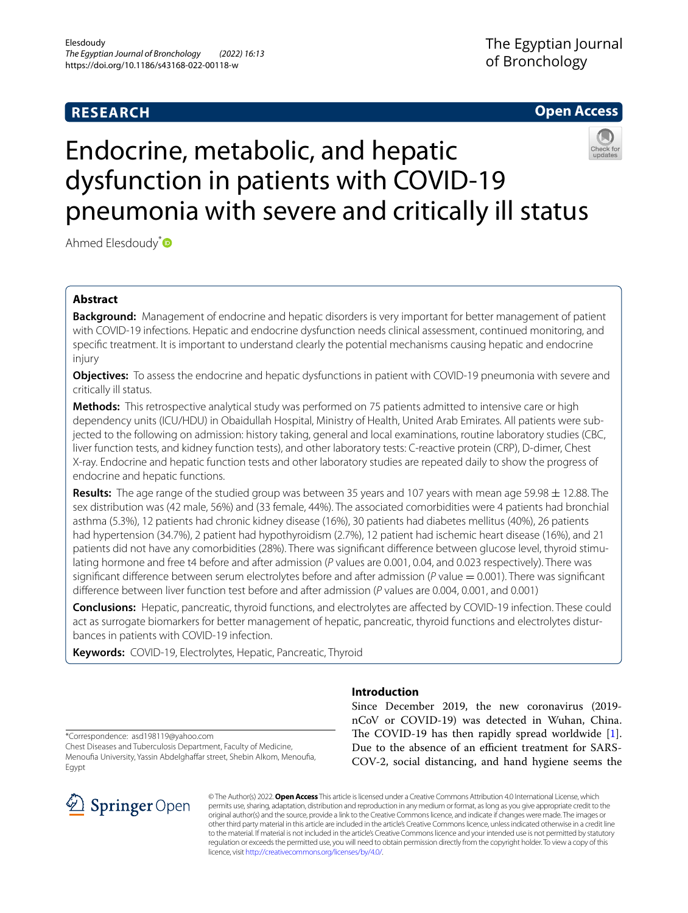RESEARCH

Open Access

# Endocrine, metabolic, and hepatic dysfunction in patients with COVID-19 pneumonia with severe and critically ill status

Ahmed Elesdoudy*

## Abstract

**Background:** Management of endocrine and hepatic disorders is very important for better management of patient with COVID-19 infections. Hepatic and endocrine dysfunction needs clinical assessment, continued monitoring, and specific treatment. It is important to understand clearly the potential mechanisms causing hepatic and endocrine injury

**Objectives:** To assess the endocrine and hepatic dysfunctions in patient with COVID-19 pneumonia with severe and critically ill status.

**Methods:** This retrospective analytical study was performed on 75 patients admitted to intensive care or high dependency units (ICU/HDU) in Obaidullah Hospital, Ministry of Health, United Arab Emirates. All patients were subjected to the following on admission: history taking, general and local examinations, routine laboratory studies (CBC, liver function tests, and kidney function tests), and other laboratory tests: C-reactive protein (CRP), D-dimer, Chest X-ray. Endocrine and hepatic function tests and other laboratory studies are repeated daily to show the progress of endocrine and hepatic functions.

**Results:** The age range of the studied group was between 35 years and 107 years with mean age 59.98 ± 12.88. The sex distribution was (42 male, 56%) and (33 female, 44%). The associated comorbidities were 4 patients had bronchial asthma (5.3%), 12 patients had chronic kidney disease (16%), 30 patients had diabetes mellitus (40%), 26 patients had hypertension (34.7%), 2 patient had hypothyroidism (2.7%), 12 patient had ischemic heart disease (16%), and 21 patients did not have any comorbidities (28%). There was significant difference between glucose level, thyroid stimulating hormone and free t4 before and after admission (*P* values are 0.001, 0.04, and 0.023 respectively). There was significant difference between serum electrolytes before and after admission (*P* value = 0.001). There was significant difference between liver function test before and after admission (*P* values are 0.004, 0.001, and 0.001)

**Conclusions:** Hepatic, pancreatic, thyroid functions, and electrolytes are affected by COVID-19 infection. These could act as surrogate biomarkers for better management of hepatic, pancreatic, thyroid functions and electrolytes disturbances in patients with COVID-19 infection.

**Keywords:** COVID-19, Electrolytes, Hepatic, Pancreatic, Thyroid

*Correspondence: asd198119@yahoo.com
Chest Diseases and Tuberculosis Department, Faculty of Medicine, Menoufia University, Yassin Abdelghaffar street, Shebin Alkom, Menoufia, Egypt

## Introduction

Since December 2019, the new coronavirus (2019-nCoV or COVID-19) was detected in Wuhan, China. The COVID-19 has then rapidly spread worldwide [1]. Due to the absence of an efficient treatment for SARS-COV-2, social distancing, and hand hygiene seems the

© The Author(s) 2022. **Open Access** This article is licensed under a Creative Commons Attribution 4.0 International License, which permits use, sharing, adaptation, distribution and reproduction in any medium or format, as long as you give appropriate credit to the original author(s) and the source, provide a link to the Creative Commons licence, and indicate if changes were made. The images or other third party material in this article are included in the article's Creative Commons licence, unless indicated otherwise in a credit line to the material. If material is not included in the article's Creative Commons licence and your intended use is not permitted by statutory regulation or exceeds the permitted use, you will need to obtain permission directly from the copyright holder. To view a copy of this licence, visit http://creativecommons.org/licenses/by/4.0/.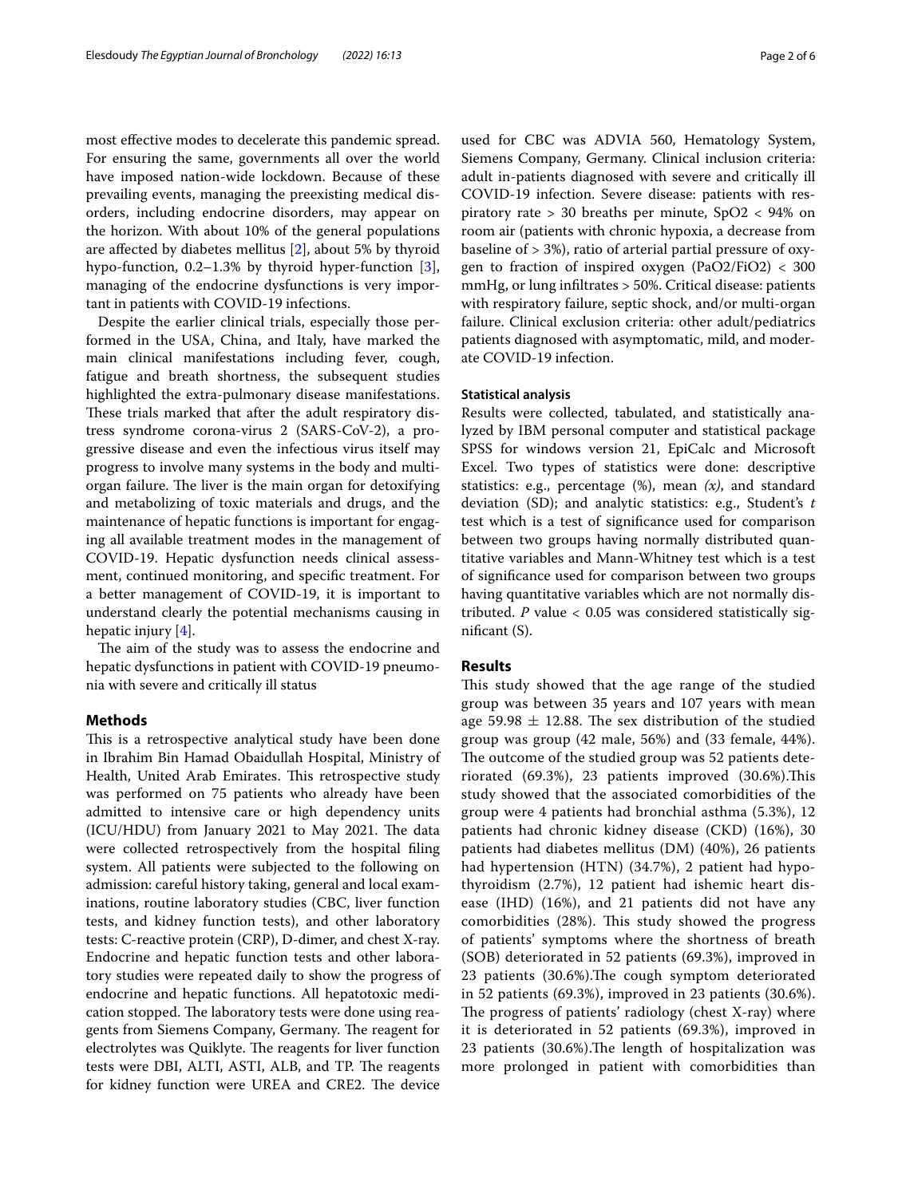most effective modes to decelerate this pandemic spread. For ensuring the same, governments all over the world have imposed nation-wide lockdown. Because of these prevailing events, managing the preexisting medical disorders, including endocrine disorders, may appear on the horizon. With about 10% of the general populations are affected by diabetes mellitus [2], about 5% by thyroid hypo-function, 0.2–1.3% by thyroid hyper-function [3], managing of the endocrine dysfunctions is very important in patients with COVID-19 infections.

Despite the earlier clinical trials, especially those performed in the USA, China, and Italy, have marked the main clinical manifestations including fever, cough, fatigue and breath shortness, the subsequent studies highlighted the extra-pulmonary disease manifestations. These trials marked that after the adult respiratory distress syndrome corona-virus 2 (SARS-CoV-2), a progressive disease and even the infectious virus itself may progress to involve many systems in the body and multi-organ failure. The liver is the main organ for detoxifying and metabolizing of toxic materials and drugs, and the maintenance of hepatic functions is important for engaging all available treatment modes in the management of COVID-19. Hepatic dysfunction needs clinical assessment, continued monitoring, and specific treatment. For a better management of COVID-19, it is important to understand clearly the potential mechanisms causing in hepatic injury [4].

The aim of the study was to assess the endocrine and hepatic dysfunctions in patient with COVID-19 pneumonia with severe and critically ill status

## Methods

This is a retrospective analytical study have been done in Ibrahim Bin Hamad Obaidullah Hospital, Ministry of Health, United Arab Emirates. This retrospective study was performed on 75 patients who already have been admitted to intensive care or high dependency units (ICU/HDU) from January 2021 to May 2021. The data were collected retrospectively from the hospital filing system. All patients were subjected to the following on admission: careful history taking, general and local examinations, routine laboratory studies (CBC, liver function tests, and kidney function tests), and other laboratory tests: C-reactive protein (CRP), D-dimer, and chest X-ray. Endocrine and hepatic function tests and other laboratory studies were repeated daily to show the progress of endocrine and hepatic functions. All hepatotoxic medication stopped. The laboratory tests were done using reagents from Siemens Company, Germany. The reagent for electrolytes was Quiklyte. The reagents for liver function tests were DBI, ALTI, ASTI, ALB, and TP. The reagents for kidney function were UREA and CRE2. The device used for CBC was ADVIA 560, Hematology System, Siemens Company, Germany. Clinical inclusion criteria: adult in-patients diagnosed with severe and critically ill COVID-19 infection. Severe disease: patients with respiratory rate > 30 breaths per minute, $SpO_2$ < 94% on room air (patients with chronic hypoxia, a decrease from baseline of > 3%), ratio of arterial partial pressure of oxygen to fraction of inspired oxygen ($PaO_2/FiO_2$) < 300 mmHg, or lung infiltrates > 50%. Critical disease: patients with respiratory failure, septic shock, and/or multi-organ failure. Clinical exclusion criteria: other adult/pediatrics patients diagnosed with asymptomatic, mild, and moderate COVID-19 infection.

### Statistical analysis

Results were collected, tabulated, and statistically analyzed by IBM personal computer and statistical package SPSS for windows version 21, EpiCalc and Microsoft Excel. Two types of statistics were done: descriptive statistics: e.g., percentage (%), mean *(x)*, and standard deviation (SD); and analytic statistics: e.g., Student's *t* test which is a test of significance used for comparison between two groups having normally distributed quantitative variables and Mann-Whitney test which is a test of significance used for comparison between two groups having quantitative variables which are not normally distributed. *P* value < 0.05 was considered statistically significant (S).

## Results

This study showed that the age range of the studied group was between 35 years and 107 years with mean age 59.98 ± 12.88. The sex distribution of the studied group was group (42 male, 56%) and (33 female, 44%). The outcome of the studied group was 52 patients deteriorated (69.3%), 23 patients improved (30.6%).This study showed that the associated comorbidities of the group were 4 patients had bronchial asthma (5.3%), 12 patients had chronic kidney disease (CKD) (16%), 30 patients had diabetes mellitus (DM) (40%), 26 patients had hypertension (HTN) (34.7%), 2 patient had hypothyroidism (2.7%), 12 patient had ishemic heart disease (IHD) (16%), and 21 patients did not have any comorbidities (28%). This study showed the progress of patients' symptoms where the shortness of breath (SOB) deteriorated in 52 patients (69.3%), improved in 23 patients (30.6%).The cough symptom deteriorated in 52 patients (69.3%), improved in 23 patients (30.6%). The progress of patients' radiology (chest X-ray) where it is deteriorated in 52 patients (69.3%), improved in 23 patients (30.6%).The length of hospitalization was more prolonged in patient with comorbidities than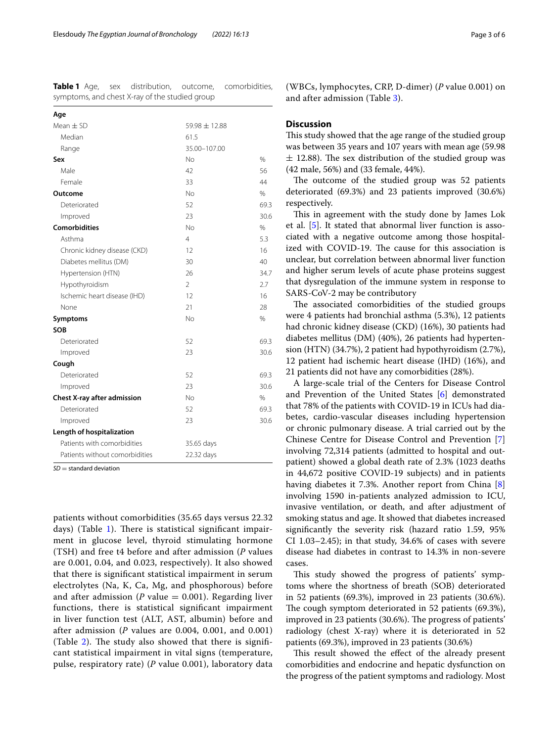**Table 1** Age, sex distribution, outcome, comorbidities, symptoms, and chest X-ray of the studied group

| | | |
|---|---|---|
| **Age** | | |
| Mean ± SD | 59.98 ± 12.88 | |
| Median | 61.5 | |
| Range | 35.00–107.00 | |
| **Sex** | No | % |
| Male | 42 | 56 |
| Female | 33 | 44 |
| **Outcome** | No | % |
| Deteriorated | 52 | 69.3 |
| Improved | 23 | 30.6 |
| **Comorbidities** | No | % |
| Asthma | 4 | 5.3 |
| Chronic kidney disease (CKD) | 12 | 16 |
| Diabetes mellitus (DM) | 30 | 40 |
| Hypertension (HTN) | 26 | 34.7 |
| Hypothyroidism | 2 | 2.7 |
| Ischemic heart disease (IHD) | 12 | 16 |
| None | 21 | 28 |
| **Symptoms** | No | % |
| **SOB** | | |
| Deteriorated | 52 | 69.3 |
| Improved | 23 | 30.6 |
| **Cough** | | |
| Deteriorated | 52 | 69.3 |
| Improved | 23 | 30.6 |
| **Chest X-ray after admission** | No | % |
| Deteriorated | 52 | 69.3 |
| Improved | 23 | 30.6 |
| **Length of hospitalization** | | |
| Patients with comorbidities | 35.65 days | |
| Patients without comorbidities | 22.32 days | |

*SD* = standard deviation

patients without comorbidities (35.65 days versus 22.32 days) (Table 1). There is statistical significant impairment in glucose level, thyroid stimulating hormone (TSH) and free t4 before and after admission (*P* values are 0.001, 0.04, and 0.023, respectively). It also showed that there is significant statistical impairment in serum electrolytes (Na, K, Ca, Mg, and phosphorous) before and after admission (*P* value = 0.001). Regarding liver functions, there is statistical significant impairment in liver function test (ALT, AST, albumin) before and after admission (*P* values are 0.004, 0.001, and 0.001) (Table 2). The study also showed that there is significant statistical impairment in vital signs (temperature, pulse, respiratory rate) (*P* value 0.001), laboratory data (WBCs, lymphocytes, CRP, D-dimer) (*P* value 0.001) on and after admission (Table 3).

## Discussion

This study showed that the age range of the studied group was between 35 years and 107 years with mean age (59.98 ± 12.88). The sex distribution of the studied group was (42 male, 56%) and (33 female, 44%).

The outcome of the studied group was 52 patients deteriorated (69.3%) and 23 patients improved (30.6%) respectively.

This in agreement with the study done by James Lok et al. [5]. It stated that abnormal liver function is associated with a negative outcome among those hospitalized with COVID-19. The cause for this association is unclear, but correlation between abnormal liver function and higher serum levels of acute phase proteins suggest that dysregulation of the immune system in response to SARS-CoV-2 may be contributory

The associated comorbidities of the studied groups were 4 patients had bronchial asthma (5.3%), 12 patients had chronic kidney disease (CKD) (16%), 30 patients had diabetes mellitus (DM) (40%), 26 patients had hypertension (HTN) (34.7%), 2 patient had hypothyroidism (2.7%), 12 patient had ischemic heart disease (IHD) (16%), and 21 patients did not have any comorbidities (28%).

A large-scale trial of the Centers for Disease Control and Prevention of the United States [6] demonstrated that 78% of the patients with COVID-19 in ICUs had diabetes, cardio-vascular diseases including hypertension or chronic pulmonary disease. A trial carried out by the Chinese Centre for Disease Control and Prevention [7] involving 72,314 patients (admitted to hospital and outpatient) showed a global death rate of 2.3% (1023 deaths in 44,672 positive COVID-19 subjects) and in patients having diabetes it 7.3%. Another report from China [8] involving 1590 in-patients analyzed admission to ICU, invasive ventilation, or death, and after adjustment of smoking status and age. It showed that diabetes increased significantly the severity risk (hazard ratio 1.59, 95% CI 1.03–2.45); in that study, 34.6% of cases with severe disease had diabetes in contrast to 14.3% in non-severe cases.

This study showed the progress of patients' symptoms where the shortness of breath (SOB) deteriorated in 52 patients (69.3%), improved in 23 patients (30.6%). The cough symptom deteriorated in 52 patients (69.3%), improved in 23 patients (30.6%). The progress of patients' radiology (chest X-ray) where it is deteriorated in 52 patients (69.3%), improved in 23 patients (30.6%)

This result showed the effect of the already present comorbidities and endocrine and hepatic dysfunction on the progress of the patient symptoms and radiology. Most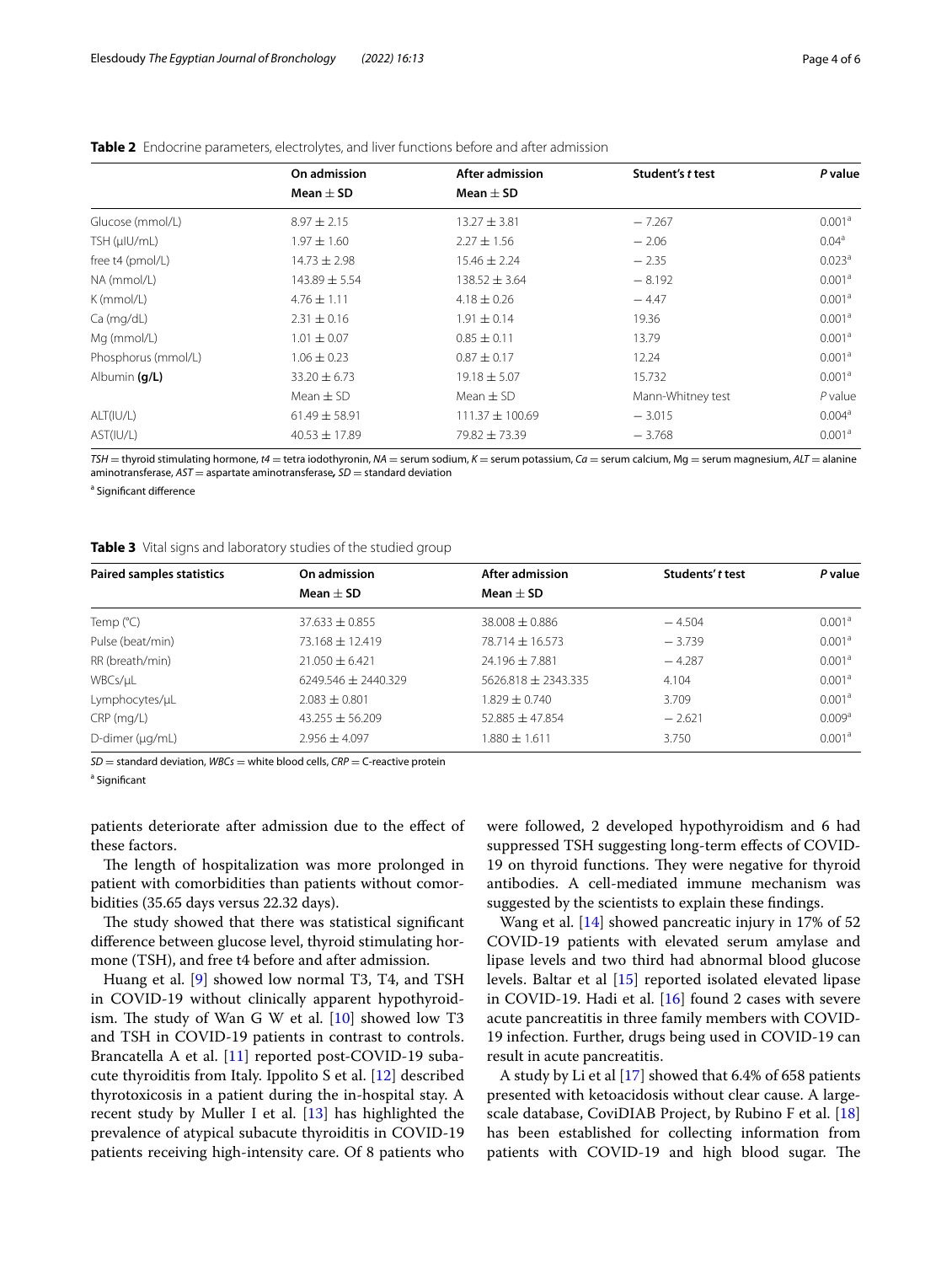**Table 2** Endocrine parameters, electrolytes, and liver functions before and after admission

| | On admission Mean ± SD | After admission Mean ± SD | Student's *t* test | *P* value |
|---|---|---|---|---|
| Glucose (mmol/L) | 8.97 ± 2.15 | 13.27 ± 3.81 | − 7.267 | 0.001[a] |
| TSH (μIU/mL) | 1.97 ± 1.60 | 2.27 ± 1.56 | − 2.06 | 0.04[a] |
| free t4 (pmol/L) | 14.73 ± 2.98 | 15.46 ± 2.24 | − 2.35 | 0.023[a] |
| NA (mmol/L) | 143.89 ± 5.54 | 138.52 ± 3.64 | − 8.192 | 0.001[a] |
| K (mmol/L) | 4.76 ± 1.11 | 4.18 ± 0.26 | − 4.47 | 0.001[a] |
| Ca (mg/dL) | 2.31 ± 0.16 | 1.91 ± 0.14 | 19.36 | 0.001[a] |
| Mg (mmol/L) | 1.01 ± 0.07 | 0.85 ± 0.11 | 13.79 | 0.001[a] |
| Phosphorus (mmol/L) | 1.06 ± 0.23 | 0.87 ± 0.17 | 12.24 | 0.001[a] |
| Albumin **(g/L)** | 33.20 ± 6.73 | 19.18 ± 5.07 | 15.732 | 0.001[a] |
| | Mean ± SD | Mean ± SD | Mann-Whitney test | *P* value |
| ALT(IU/L) | 61.49 ± 58.91 | 111.37 ± 100.69 | − 3.015 | 0.004[a] |
| AST(IU/L) | 40.53 ± 17.89 | 79.82 ± 73.39 | − 3.768 | 0.001[a] |

*TSH* = thyroid stimulating hormone, *t4* = tetra iodothyronin, *NA* = serum sodium, *K* = serum potassium, *Ca* = serum calcium, Mg = serum magnesium, *ALT* = alanine aminotransferase, *AST* = aspartate aminotransferase, *SD* = standard deviation

[a] Significant difference

**Table 3** Vital signs and laboratory studies of the studied group

| Paired samples statistics | On admission Mean ± SD | After admission Mean ± SD | Students' *t* test | *P* value |
|---|---|---|---|---|
| Temp (°C) | 37.633 ± 0.855 | 38.008 ± 0.886 | − 4.504 | 0.001[a] |
| Pulse (beat/min) | 73.168 ± 12.419 | 78.714 ± 16.573 | − 3.739 | 0.001[a] |
| RR (breath/min) | 21.050 ± 6.421 | 24.196 ± 7.881 | − 4.287 | 0.001[a] |
| WBCs/μL | 6249.546 ± 2440.329 | 5626.818 ± 2343.335 | 4.104 | 0.001[a] |
| Lymphocytes/μL | 2.083 ± 0.801 | 1.829 ± 0.740 | 3.709 | 0.001[a] |
| CRP (mg/L) | 43.255 ± 56.209 | 52.885 ± 47.854 | − 2.621 | 0.009[a] |
| D-dimer (μg/mL) | 2.956 ± 4.097 | 1.880 ± 1.611 | 3.750 | 0.001[a] |

*SD* = standard deviation, *WBCs* = white blood cells, *CRP* = C-reactive protein

[a] Significant

patients deteriorate after admission due to the effect of these factors.

The length of hospitalization was more prolonged in patient with comorbidities than patients without comorbidities (35.65 days versus 22.32 days).

The study showed that there was statistical significant difference between glucose level, thyroid stimulating hormone (TSH), and free t4 before and after admission.

Huang et al. [9] showed low normal T3, T4, and TSH in COVID-19 without clinically apparent hypothyroidism. The study of Wan G W et al. [10] showed low T3 and TSH in COVID-19 patients in contrast to controls. Brancatella A et al. [11] reported post-COVID-19 subacute thyroiditis from Italy. Ippolito S et al. [12] described thyrotoxicosis in a patient during the in-hospital stay. A recent study by Muller I et al. [13] has highlighted the prevalence of atypical subacute thyroiditis in COVID-19 patients receiving high-intensity care. Of 8 patients who were followed, 2 developed hypothyroidism and 6 had suppressed TSH suggesting long-term effects of COVID-19 on thyroid functions. They were negative for thyroid antibodies. A cell-mediated immune mechanism was suggested by the scientists to explain these findings.

Wang et al. [14] showed pancreatic injury in 17% of 52 COVID-19 patients with elevated serum amylase and lipase levels and two third had abnormal blood glucose levels. Baltar et al [15] reported isolated elevated lipase in COVID-19. Hadi et al. [16] found 2 cases with severe acute pancreatitis in three family members with COVID-19 infection. Further, drugs being used in COVID-19 can result in acute pancreatitis.

A study by Li et al [17] showed that 6.4% of 658 patients presented with ketoacidosis without clear cause. A large-scale database, CoviDIAB Project, by Rubino F et al. [18] has been established for collecting information from patients with COVID-19 and high blood sugar. The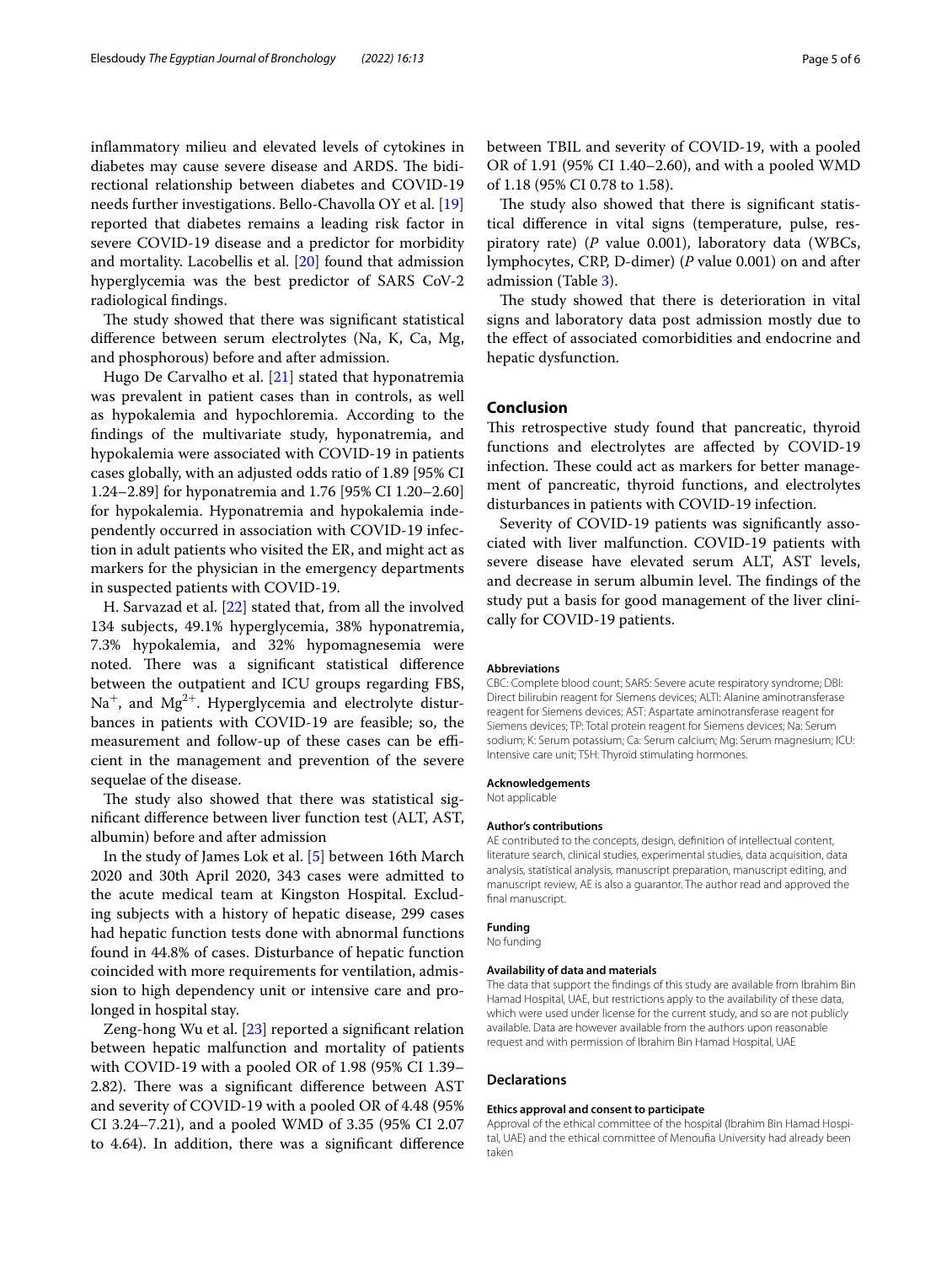inflammatory milieu and elevated levels of cytokines in diabetes may cause severe disease and ARDS. The bidirectional relationship between diabetes and COVID-19 needs further investigations. Bello-Chavolla OY et al. [19] reported that diabetes remains a leading risk factor in severe COVID-19 disease and a predictor for morbidity and mortality. Lacobellis et al. [20] found that admission hyperglycemia was the best predictor of SARS CoV-2 radiological findings.

The study showed that there was significant statistical difference between serum electrolytes (Na, K, Ca, Mg, and phosphorous) before and after admission.

Hugo De Carvalho et al. [21] stated that hyponatremia was prevalent in patient cases than in controls, as well as hypokalemia and hypochloremia. According to the findings of the multivariate study, hyponatremia, and hypokalemia were associated with COVID-19 in patients cases globally, with an adjusted odds ratio of 1.89 [95% CI 1.24–2.89] for hyponatremia and 1.76 [95% CI 1.20–2.60] for hypokalemia. Hyponatremia and hypokalemia independently occurred in association with COVID-19 infection in adult patients who visited the ER, and might act as markers for the physician in the emergency departments in suspected patients with COVID-19.

H. Sarvazad et al. [22] stated that, from all the involved 134 subjects, 49.1% hyperglycemia, 38% hyponatremia, 7.3% hypokalemia, and 32% hypomagnesemia were noted. There was a significant statistical difference between the outpatient and ICU groups regarding FBS, $Na^{+}$, and $Mg^{2+}$. Hyperglycemia and electrolyte disturbances in patients with COVID-19 are feasible; so, the measurement and follow-up of these cases can be efficient in the management and prevention of the severe sequelae of the disease.

The study also showed that there was statistical significant difference between liver function test (ALT, AST, albumin) before and after admission

In the study of James Lok et al. [5] between 16th March 2020 and 30th April 2020, 343 cases were admitted to the acute medical team at Kingston Hospital. Excluding subjects with a history of hepatic disease, 299 cases had hepatic function tests done with abnormal functions found in 44.8% of cases. Disturbance of hepatic function coincided with more requirements for ventilation, admission to high dependency unit or intensive care and prolonged in hospital stay.

Zeng-hong Wu et al. [23] reported a significant relation between hepatic malfunction and mortality of patients with COVID-19 with a pooled OR of 1.98 (95% CI 1.39–2.82). There was a significant difference between AST and severity of COVID-19 with a pooled OR of 4.48 (95% CI 3.24–7.21), and a pooled WMD of 3.35 (95% CI 2.07 to 4.64). In addition, there was a significant difference between TBIL and severity of COVID-19, with a pooled OR of 1.91 (95% CI 1.40–2.60), and with a pooled WMD of 1.18 (95% CI 0.78 to 1.58).

The study also showed that there is significant statistical difference in vital signs (temperature, pulse, respiratory rate) (*P* value 0.001), laboratory data (WBCs, lymphocytes, CRP, D-dimer) (*P* value 0.001) on and after admission (Table 3).

The study showed that there is deterioration in vital signs and laboratory data post admission mostly due to the effect of associated comorbidities and endocrine and hepatic dysfunction.

## Conclusion

This retrospective study found that pancreatic, thyroid functions and electrolytes are affected by COVID-19 infection. These could act as markers for better management of pancreatic, thyroid functions, and electrolytes disturbances in patients with COVID-19 infection.

Severity of COVID-19 patients was significantly associated with liver malfunction. COVID-19 patients with severe disease have elevated serum ALT, AST levels, and decrease in serum albumin level. The findings of the study put a basis for good management of the liver clinically for COVID-19 patients.

#### Abbreviations

CBC: Complete blood count; SARS: Severe acute respiratory syndrome; DBI: Direct bilirubin reagent for Siemens devices; ALTI: Alanine aminotransferase reagent for Siemens devices; AST: Aspartate aminotransferase reagent for Siemens devices; TP: Total protein reagent for Siemens devices; Na: Serum sodium; K: Serum potassium; Ca: Serum calcium; Mg: Serum magnesium; ICU: Intensive care unit; TSH: Thyroid stimulating hormones.

#### Acknowledgements

Not applicable

#### Author's contributions

AE contributed to the concepts, design, definition of intellectual content, literature search, clinical studies, experimental studies, data acquisition, data analysis, statistical analysis, manuscript preparation, manuscript editing, and manuscript review, AE is also a guarantor. The author read and approved the final manuscript.

#### Funding

No funding

#### Availability of data and materials

The data that support the findings of this study are available from Ibrahim Bin Hamad Hospital, UAE, but restrictions apply to the availability of these data, which were used under license for the current study, and so are not publicly available. Data are however available from the authors upon reasonable request and with permission of Ibrahim Bin Hamad Hospital, UAE

## Declarations

#### Ethics approval and consent to participate

Approval of the ethical committee of the hospital (Ibrahim Bin Hamad Hospital, UAE) and the ethical committee of Menoufia University had already been taken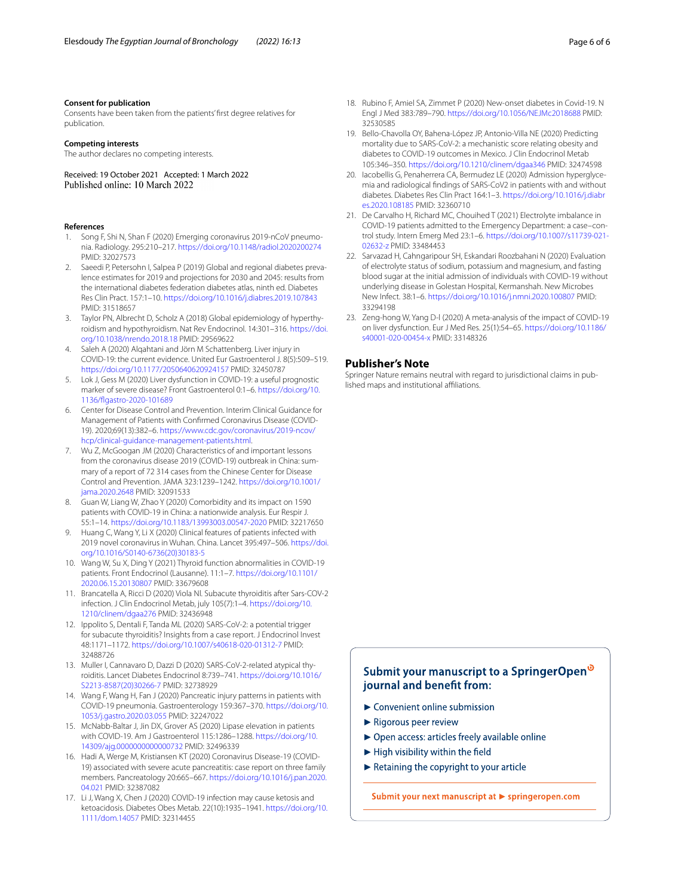### Consent for publication

Consents have been taken from the patients' first degree relatives for publication.

### Competing interests

The author declares no competing interests.

Received: 19 October 2021 Accepted: 1 March 2022
Published online: 10 March 2022

### References

1. Song F, Shi N, Shan F (2020) Emerging coronavirus 2019-nCoV pneumonia. Radiology. 295:210–217. https://doi.org/10.1148/radiol.2020200274 PMID: 32027573
2. Saeedi P, Petersohn I, Salpea P (2019) Global and regional diabetes prevalence estimates for 2019 and projections for 2030 and 2045: results from the international diabetes federation diabetes atlas, ninth ed. Diabetes Res Clin Pract. 157:1–10. https://doi.org/10.1016/j.diabres.2019.107843 PMID: 31518657
3. Taylor PN, Albrecht D, Scholz A (2018) Global epidemiology of hyperthyroidism and hypothyroidism. Nat Rev Endocrinol. 14:301–316. https://doi.org/10.1038/nrendo.2018.18 PMID: 29569622
4. Saleh A (2020) Alqahtani and Jörn M Schattenberg. Liver injury in COVID-19: the current evidence. United Eur Gastroenterol J. 8(5):509–519. https://doi.org/10.1177/2050640620924157 PMID: 32450787
5. Lok J, Gess M (2020) Liver dysfunction in COVID-19: a useful prognostic marker of severe disease? Front Gastroenterol 0:1–6. https://doi.org/10.1136/flgastro-2020-101689
6. Center for Disease Control and Prevention. Interim Clinical Guidance for Management of Patients with Confirmed Coronavirus Disease (COVID-19). 2020;69(13):382–6. https://www.cdc.gov/coronavirus/2019-ncov/hcp/clinical-guidance-management-patients.html.
7. Wu Z, McGoogan JM (2020) Characteristics of and important lessons from the coronavirus disease 2019 (COVID-19) outbreak in China: summary of a report of 72 314 cases from the Chinese Center for Disease Control and Prevention. JAMA 323:1239–1242. https://doi.org/10.1001/jama.2020.2648 PMID: 32091533
8. Guan W, Liang W, Zhao Y (2020) Comorbidity and its impact on 1590 patients with COVID-19 in China: a nationwide analysis. Eur Respir J. 55:1–14. https://doi.org/10.1183/13993003.00547-2020 PMID: 32217650
9. Huang C, Wang Y, Li X (2020) Clinical features of patients infected with 2019 novel coronavirus in Wuhan. China. Lancet 395:497–506. https://doi.org/10.1016/S0140-6736(20)30183-5
10. Wang W, Su X, Ding Y (2021) Thyroid function abnormalities in COVID-19 patients. Front Endocrinol (Lausanne). 11:1–7. https://doi.org/10.1101/2020.06.15.20130807 PMID: 33679608
11. Brancatella A, Ricci D (2020) Viola NI. Subacute thyroiditis after Sars-COV-2 infection. J Clin Endocrinol Metab, july 105(7):1–4. https://doi.org/10.1210/clinem/dgaa276 PMID: 32436948
12. Ippolito S, Dentali F, Tanda ML (2020) SARS-CoV-2: a potential trigger for subacute thyroiditis? Insights from a case report. J Endocrinol Invest 48:1171–1172. https://doi.org/10.1007/s40618-020-01312-7 PMID: 32488726
13. Muller I, Cannavaro D, Dazzi D (2020) SARS-CoV-2-related atypical thyroiditis. Lancet Diabetes Endocrinol 8:739–741. https://doi.org/10.1016/S2213-8587(20)30266-7 PMID: 32738929
14. Wang F, Wang H, Fan J (2020) Pancreatic injury patterns in patients with COVID-19 pneumonia. Gastroenterology 159:367–370. https://doi.org/10.1053/j.gastro.2020.03.055 PMID: 32247022
15. McNabb-Baltar J, Jin DX, Grover AS (2020) Lipase elevation in patients with COVID-19. Am J Gastroenterol 115:1286–1288. https://doi.org/10.14309/ajg.0000000000000732 PMID: 32496339
16. Hadi A, Werge M, Kristiansen KT (2020) Coronavirus Disease-19 (COVID-19) associated with severe acute pancreatitis: case report on three family members. Pancreatology 20:665–667. https://doi.org/10.1016/j.pan.2020.04.021 PMID: 32387082
17. Li J, Wang X, Chen J (2020) COVID-19 infection may cause ketosis and ketoacidosis. Diabetes Obes Metab. 22(10):1935–1941. https://doi.org/10.1111/dom.14057 PMID: 32314455
18. Rubino F, Amiel SA, Zimmet P (2020) New-onset diabetes in Covid-19. N Engl J Med 383:789–790. https://doi.org/10.1056/NEJMc2018688 PMID: 32530585
19. Bello-Chavolla OY, Bahena-López JP, Antonio-Villa NE (2020) Predicting mortality due to SARS-CoV-2: a mechanistic score relating obesity and diabetes to COVID-19 outcomes in Mexico. J Clin Endocrinol Metab 105:346–350. https://doi.org/10.1210/clinem/dgaa346 PMID: 32474598
20. Iacobellis G, Penaherrera CA, Bermudez LE (2020) Admission hyperglycemia and radiological findings of SARS-CoV2 in patients with and without diabetes. Diabetes Res Clin Pract 164:1–3. https://doi.org/10.1016/j.diabres.2020.108185 PMID: 32360710
21. De Carvalho H, Richard MC, Chouihed T (2021) Electrolyte imbalance in COVID-19 patients admitted to the Emergency Department: a case–control study. Intern Emerg Med 23:1–6. https://doi.org/10.1007/s11739-021-02632-z PMID: 33484453
22. Sarvazad H, Cahngaripour SH, Eskandari Roozbahani N (2020) Evaluation of electrolyte status of sodium, potassium and magnesium, and fasting blood sugar at the initial admission of individuals with COVID-19 without underlying disease in Golestan Hospital, Kermanshah. New Microbes New Infect. 38:1–6. https://doi.org/10.1016/j.nmni.2020.100807 PMID: 33294198
23. Zeng-hong W, Yang D-l (2020) A meta-analysis of the impact of COVID-19 on liver dysfunction. Eur J Med Res. 25(1):54–65. https://doi.org/10.1186/s40001-020-00454-x PMID: 33148326

## Publisher's Note

Springer Nature remains neutral with regard to jurisdictional claims in published maps and institutional affiliations.

**Submit your manuscript to a SpringerOpen journal and benefit from:**

- ► Convenient online submission
- ► Rigorous peer review
- ► Open access: articles freely available online
- ► High visibility within the field
- ► Retaining the copyright to your article

**Submit your next manuscript at ► springeropen.com**